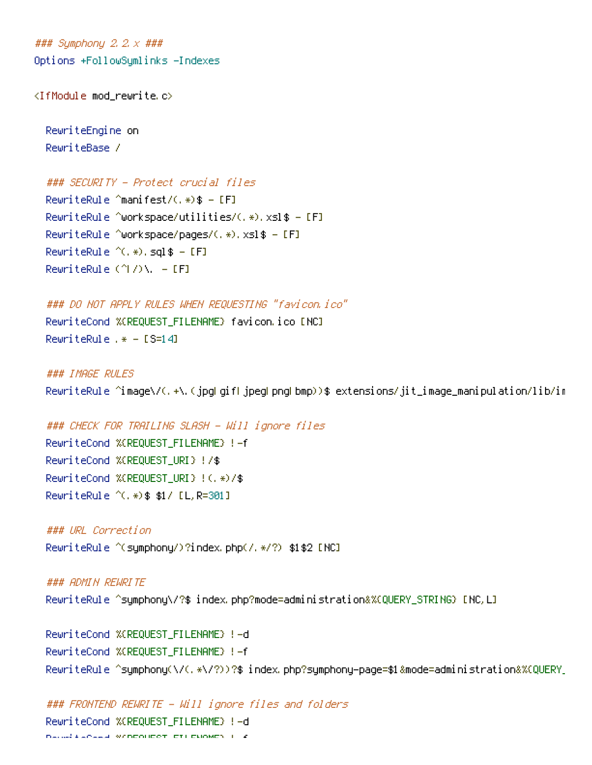```
### Symphony 2.2.x ###
Options +FollowSymlinks -Indexes

<IfModule mod_rewrite.c>

  RewriteEngine on
  RewriteBase /

  ### SECURITY - Protect crucial files
  RewriteRule ^manifest/(.*)$ - [F]
  RewriteRule ^workspace/utilities/(.*).xsl$ - [F]
  RewriteRule ^workspace/pages/(.*).xsl$ - [F]
  RewriteRule ^(.*).sql$ - [F]
  RewriteRule (^|/)\. - [F]

  ### DO NOT APPLY RULES WHEN REQUESTING "favicon.ico"
  RewriteCond %{REQUEST_FILENAME} favicon.ico [NC]
  RewriteRule .* - [S=14]

  ### IMAGE RULES
  RewriteRule ^image\/(.+\.(jpg|gif|jpeg|png|bmp))$ extensions/jit_image_manipulation/lib/im

  ### CHECK FOR TRAILING SLASH - Will ignore files
  RewriteCond %{REQUEST_FILENAME} !-f
  RewriteCond %{REQUEST_URI} !/$
  RewriteCond %{REQUEST_URI} !(.*)/$
  RewriteRule ^(.*)$ $1/ [L,R=301]

  ### URL Correction
  RewriteRule ^(symphony/)?index.php(/.*/?) $1$2 [NC]

  ### ADMIN REWRITE
  RewriteRule ^symphony\/?$ index.php?mode=administration&%{QUERY_STRING} [NC,L]

  RewriteCond %{REQUEST_FILENAME} !-d
  RewriteCond %{REQUEST_FILENAME} !-f
  RewriteRule ^symphony(\/(.*\/?))?$ index.php?symphony-page=$1&mode=administration&%{QUERY_

  ### FRONTEND REWRITE - Will ignore files and folders
  RewriteCond %{REQUEST_FILENAME} !-d
```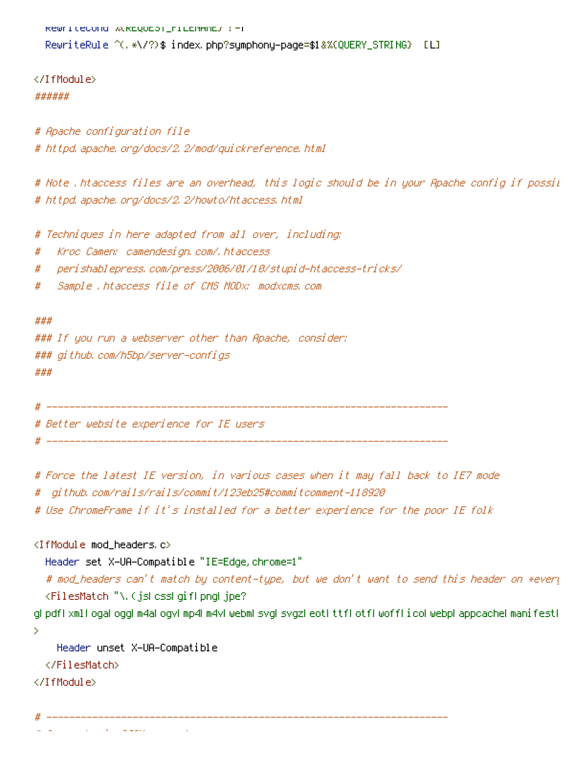```
  RewriteCond %{REQUEST_FILENAME} !-f
  RewriteRule ^(.*\/?)$ index.php?symphony-page=$1&%{QUERY_STRING}  [L]

</IfModule>
######

# Apache configuration file
# httpd.apache.org/docs/2.2/mod/quickreference.html

# Note .htaccess files are an overhead, this logic should be in your Apache config if possil
# httpd.apache.org/docs/2.2/howto/htaccess.html

# Techniques in here adapted from all over, including:
#   Kroc Camen: camendesign.com/.htaccess
#   perishablepress.com/press/2006/01/10/stupid-htaccess-tricks/
#   Sample .htaccess file of CMS MODx: modxcms.com

###
### If you run a webserver other than Apache, consider:
### github.com/h5bp/server-configs
###

# ----------------------------------------------------------------------
# Better website experience for IE users
# ----------------------------------------------------------------------

# Force the latest IE version, in various cases when it may fall back to IE7 mode
#  github.com/rails/rails/commit/123eb25#commitcomment-118920
# Use ChromeFrame if it's installed for a better experience for the poor IE folk

<IfModule mod_headers.c>
  Header set X-UA-Compatible "IE=Edge,chrome=1"
  # mod_headers can't match by content-type, but we don't want to send this header on *every
  <FilesMatch "\.(js|css|gif|png|jpe?
g|pdf|xml|oga|ogg|m4a|ogv|mp4|m4v|webm|svg|svgz|eot|ttf|otf|woff|ico|webp|appcache|manifest|
>
    Header unset X-UA-Compatible
  </FilesMatch>
</IfModule>

# ----------------------------------------------------------------------
```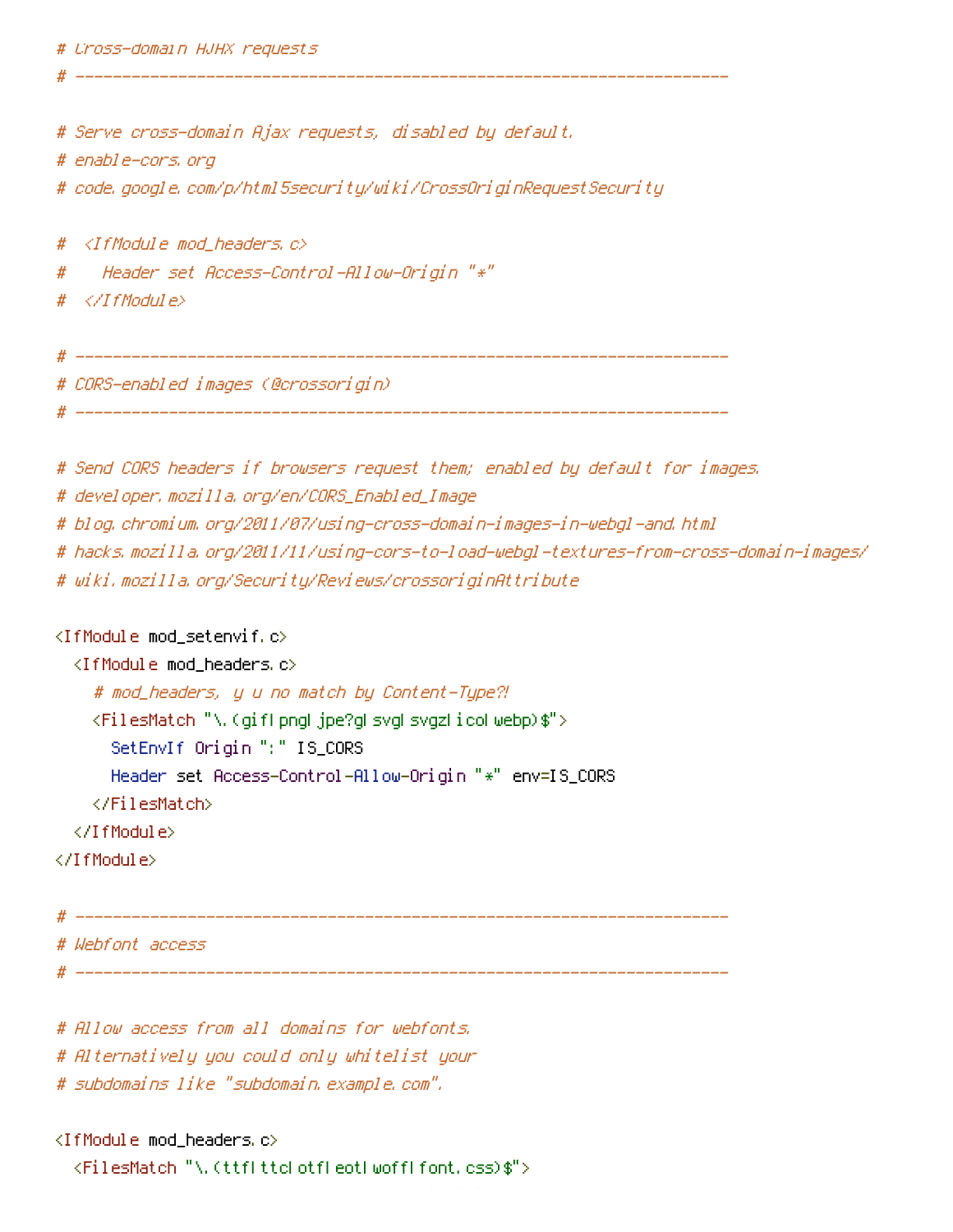```
# Cross-domain AJAX requests
# ------------------------------------------------------------------------

# Serve cross-domain Ajax requests, disabled by default.
# enable-cors.org
# code.google.com/p/html5security/wiki/CrossOriginRequestSecurity

#  <IfModule mod_headers.c>
#    Header set Access-Control-Allow-Origin "*"
#  </IfModule>

# ------------------------------------------------------------------------
# CORS-enabled images (@crossorigin)
# ------------------------------------------------------------------------

# Send CORS headers if browsers request them; enabled by default for images.
# developer.mozilla.org/en/CORS_Enabled_Image
# blog.chromium.org/2011/07/using-cross-domain-images-in-webgl-and.html
# hacks.mozilla.org/2011/11/using-cors-to-load-webgl-textures-from-cross-domain-images/
# wiki.mozilla.org/Security/Reviews/crossoriginAttribute

<IfModule mod_setenvif.c>
  <IfModule mod_headers.c>
    # mod_headers, y u no match by Content-Type?!
    <FilesMatch "\.(gif|png|jpe?g|svg|svgz|ico|webp)$">
      SetEnvIf Origin ":" IS_CORS
      Header set Access-Control-Allow-Origin "*" env=IS_CORS
    </FilesMatch>
  </IfModule>
</IfModule>

# ------------------------------------------------------------------------
# Webfont access
# ------------------------------------------------------------------------

# Allow access from all domains for webfonts.
# Alternatively you could only whitelist your
# subdomains like "subdomain.example.com".

<IfModule mod_headers.c>
  <FilesMatch "\.(ttf|ttc|otf|eot|woff|font.css)$">
```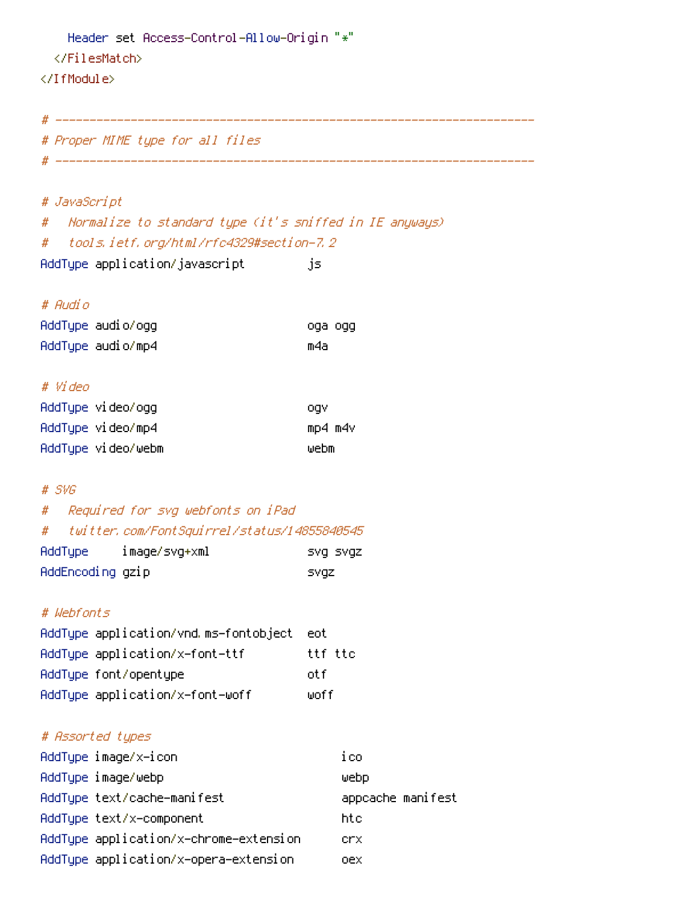```
    Header set Access-Control-Allow-Origin "*"
  </FilesMatch>
</IfModule>

# ----------------------------------------------------------------------
# Proper MIME type for all files
# ----------------------------------------------------------------------

# JavaScript
#   Normalize to standard type (it's sniffed in IE anyways)
#   tools.ietf.org/html/rfc4329#section-7.2
AddType application/javascript         js

# Audio
AddType audio/ogg                      oga ogg
AddType audio/mp4                      m4a

# Video
AddType video/ogg                      ogv
AddType video/mp4                      mp4 m4v
AddType video/webm                     webm

# SVG
#   Required for svg webfonts on iPad
#   twitter.com/FontSquirrel/status/14855840545
AddType     image/svg+xml              svg svgz
AddEncoding gzip                       svgz

# Webfonts
AddType application/vnd.ms-fontobject  eot
AddType application/x-font-ttf         ttf ttc
AddType font/opentype                  otf
AddType application/x-font-woff        woff

# Assorted types
AddType image/x-icon                        ico
AddType image/webp                          webp
AddType text/cache-manifest                 appcache manifest
AddType text/x-component                    htc
AddType application/x-chrome-extension      crx
AddType application/x-opera-extension       oex
```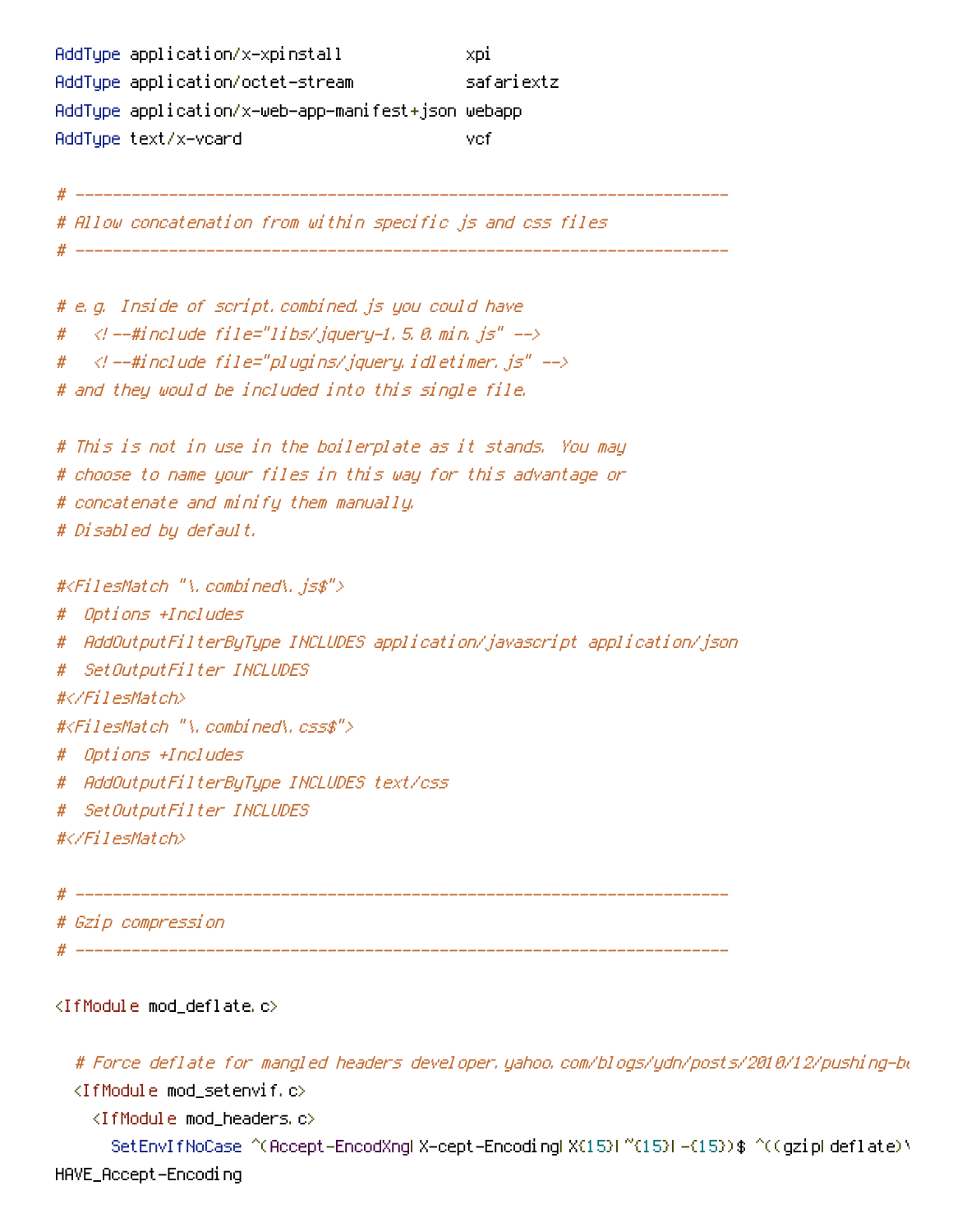```
AddType application/x-xpinstall             xpi
AddType application/octet-stream            safariextz
AddType application/x-web-app-manifest+json webapp
AddType text/x-vcard                        vcf

# ----------------------------------------------------------------------
# Allow concatenation from within specific js and css files
# ----------------------------------------------------------------------

# e.g. Inside of script.combined.js you could have
#   <!--#include file="libs/jquery-1.5.0.min.js" -->
#   <!--#include file="plugins/jquery.idletimer.js" -->
# and they would be included into this single file.

# This is not in use in the boilerplate as it stands. You may
# choose to name your files in this way for this advantage or
# concatenate and minify them manually.
# Disabled by default.

#<FilesMatch "\.combined\.js$">
#  Options +Includes
#  AddOutputFilterByType INCLUDES application/javascript application/json
#  SetOutputFilter INCLUDES
#</FilesMatch>
#<FilesMatch "\.combined\.css$">
#  Options +Includes
#  AddOutputFilterByType INCLUDES text/css
#  SetOutputFilter INCLUDES
#</FilesMatch>

# ----------------------------------------------------------------------
# Gzip compression
# ----------------------------------------------------------------------

<IfModule mod_deflate.c>

  # Force deflate for mangled headers developer.yahoo.com/blogs/ydn/posts/2010/12/pushing-be
  <IfModule mod_setenvif.c>
    <IfModule mod_headers.c>
      SetEnvIfNoCase ^(Accept-EncodXng|X-cept-Encoding|X{15}|~{15}|-{15})$ ^((gzip|deflate)\
HAVE_Accept-Encoding
```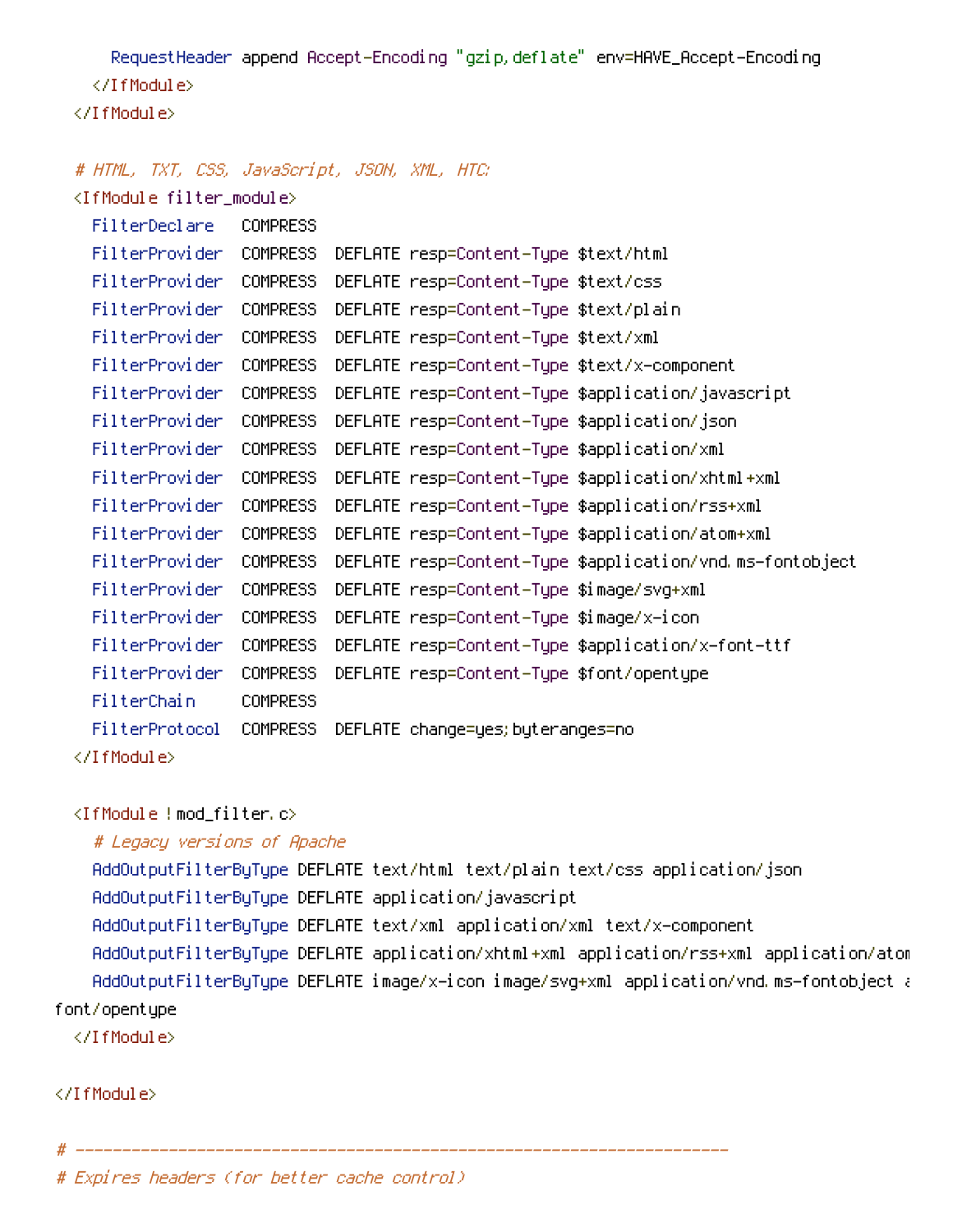```
      RequestHeader append Accept-Encoding "gzip,deflate" env=HAVE_Accept-Encoding
    </IfModule>
  </IfModule>

  # HTML, TXT, CSS, JavaScript, JSON, XML, HTC:
  <IfModule filter_module>
    FilterDeclare   COMPRESS
    FilterProvider  COMPRESS  DEFLATE resp=Content-Type $text/html
    FilterProvider  COMPRESS  DEFLATE resp=Content-Type $text/css
    FilterProvider  COMPRESS  DEFLATE resp=Content-Type $text/plain
    FilterProvider  COMPRESS  DEFLATE resp=Content-Type $text/xml
    FilterProvider  COMPRESS  DEFLATE resp=Content-Type $text/x-component
    FilterProvider  COMPRESS  DEFLATE resp=Content-Type $application/javascript
    FilterProvider  COMPRESS  DEFLATE resp=Content-Type $application/json
    FilterProvider  COMPRESS  DEFLATE resp=Content-Type $application/xml
    FilterProvider  COMPRESS  DEFLATE resp=Content-Type $application/xhtml+xml
    FilterProvider  COMPRESS  DEFLATE resp=Content-Type $application/rss+xml
    FilterProvider  COMPRESS  DEFLATE resp=Content-Type $application/atom+xml
    FilterProvider  COMPRESS  DEFLATE resp=Content-Type $application/vnd.ms-fontobject
    FilterProvider  COMPRESS  DEFLATE resp=Content-Type $image/svg+xml
    FilterProvider  COMPRESS  DEFLATE resp=Content-Type $image/x-icon
    FilterProvider  COMPRESS  DEFLATE resp=Content-Type $application/x-font-ttf
    FilterProvider  COMPRESS  DEFLATE resp=Content-Type $font/opentype
    FilterChain     COMPRESS
    FilterProtocol  COMPRESS  DEFLATE change=yes;byteranges=no
  </IfModule>

  <IfModule !mod_filter.c>
    # Legacy versions of Apache
    AddOutputFilterByType DEFLATE text/html text/plain text/css application/json
    AddOutputFilterByType DEFLATE application/javascript
    AddOutputFilterByType DEFLATE text/xml application/xml text/x-component
    AddOutputFilterByType DEFLATE application/xhtml+xml application/rss+xml application/atom
    AddOutputFilterByType DEFLATE image/x-icon image/svg+xml application/vnd.ms-fontobject a
font/opentype
  </IfModule>

</IfModule>

# ----------------------------------------------------------------------
# Expires headers (for better cache control)
```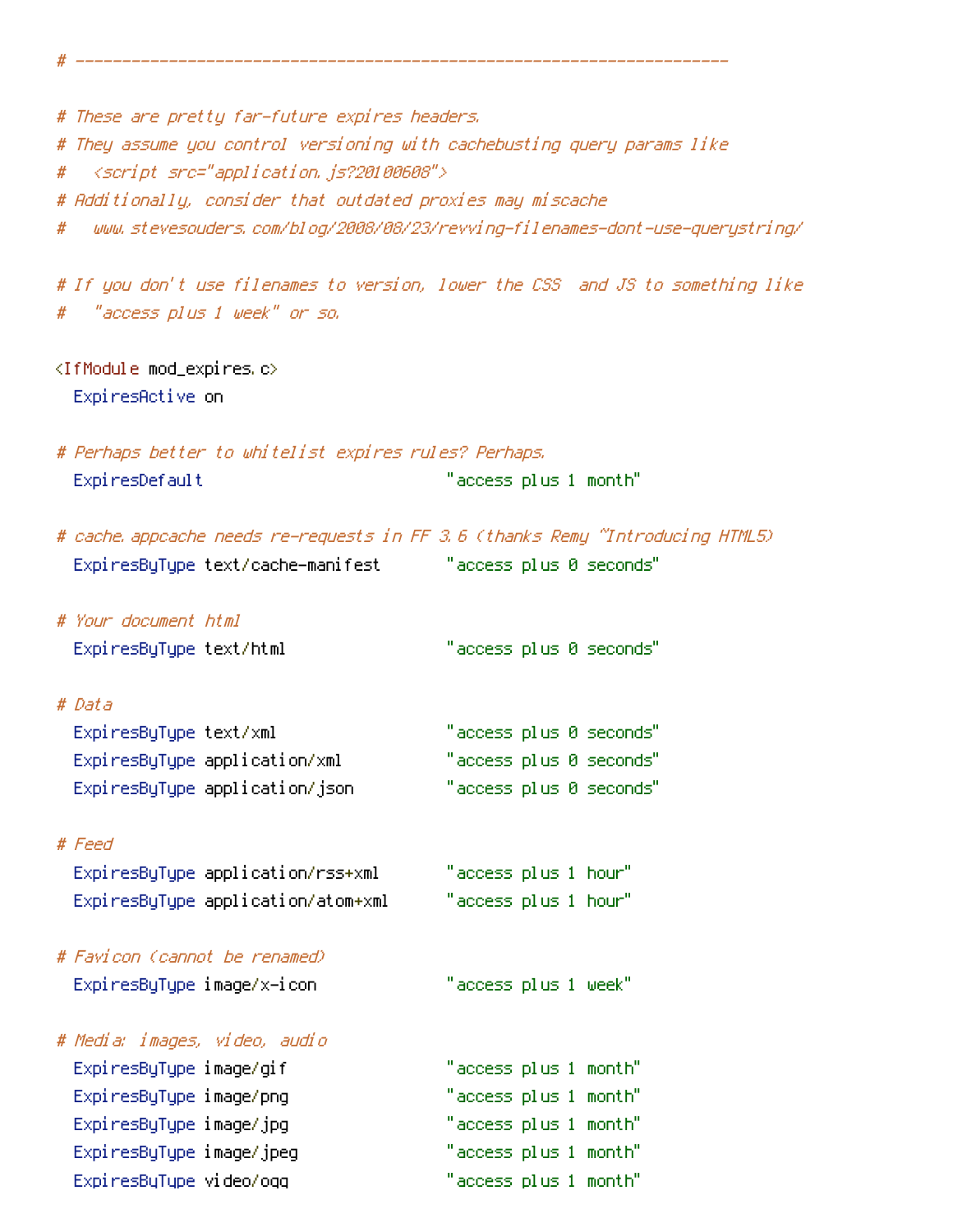```
# ----------------------------------------------------------------------

# These are pretty far-future expires headers.
# They assume you control versioning with cachebusting query params like
#   <script src="application.js?20100608">
# Additionally, consider that outdated proxies may miscache
#   www.stevesouders.com/blog/2008/08/23/revving-filenames-dont-use-querystring/

# If you don't use filenames to version, lower the CSS  and JS to something like
#   "access plus 1 week" or so.

<IfModule mod_expires.c>
  ExpiresActive on

# Perhaps better to whitelist expires rules? Perhaps.
  ExpiresDefault                          "access plus 1 month"

# cache.appcache needs re-requests in FF 3.6 (thanks Remy ~Introducing HTML5)
  ExpiresByType text/cache-manifest       "access plus 0 seconds"

# Your document html
  ExpiresByType text/html                 "access plus 0 seconds"

# Data
  ExpiresByType text/xml                  "access plus 0 seconds"
  ExpiresByType application/xml           "access plus 0 seconds"
  ExpiresByType application/json          "access plus 0 seconds"

# Feed
  ExpiresByType application/rss+xml       "access plus 1 hour"
  ExpiresByType application/atom+xml      "access plus 1 hour"

# Favicon (cannot be renamed)
  ExpiresByType image/x-icon              "access plus 1 week"

# Media: images, video, audio
  ExpiresByType image/gif                 "access plus 1 month"
  ExpiresByType image/png                 "access plus 1 month"
  ExpiresByType image/jpg                 "access plus 1 month"
  ExpiresByType image/jpeg                "access plus 1 month"
  ExpiresByType video/ogg                 "access plus 1 month"
```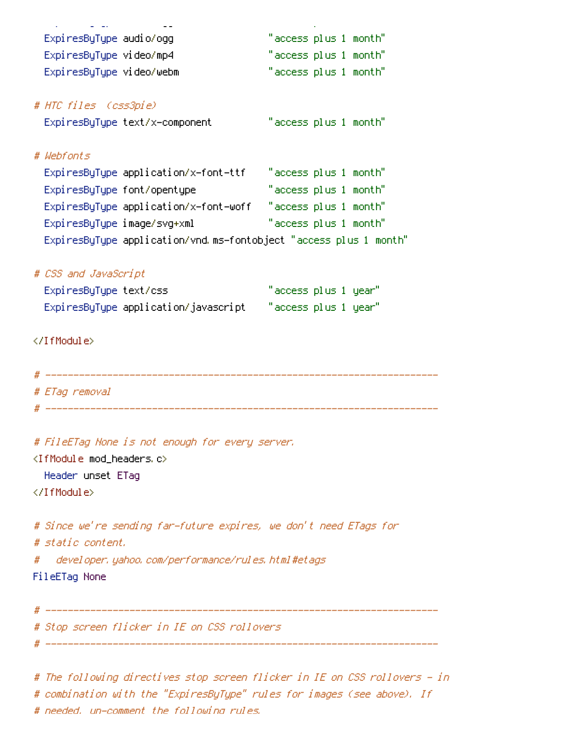```
  ExpiresByType audio/ogg                 "access plus 1 month"
  ExpiresByType video/mp4                 "access plus 1 month"
  ExpiresByType video/webm                "access plus 1 month"

# HTC files  (css3pie)
  ExpiresByType text/x-component          "access plus 1 month"

# Webfonts
  ExpiresByType application/x-font-ttf    "access plus 1 month"
  ExpiresByType font/opentype             "access plus 1 month"
  ExpiresByType application/x-font-woff   "access plus 1 month"
  ExpiresByType image/svg+xml             "access plus 1 month"
  ExpiresByType application/vnd.ms-fontobject "access plus 1 month"

# CSS and JavaScript
  ExpiresByType text/css                  "access plus 1 year"
  ExpiresByType application/javascript    "access plus 1 year"

</IfModule>

# ----------------------------------------------------------------------
# ETag removal
# ----------------------------------------------------------------------

# FileETag None is not enough for every server.
<IfModule mod_headers.c>
  Header unset ETag
</IfModule>

# Since we're sending far-future expires, we don't need ETags for
# static content.
#   developer.yahoo.com/performance/rules.html#etags
FileETag None

# ----------------------------------------------------------------------
# Stop screen flicker in IE on CSS rollovers
# ----------------------------------------------------------------------

# The following directives stop screen flicker in IE on CSS rollovers - in
# combination with the "ExpiresByType" rules for images (see above). If
# needed, un-comment the following rules.
```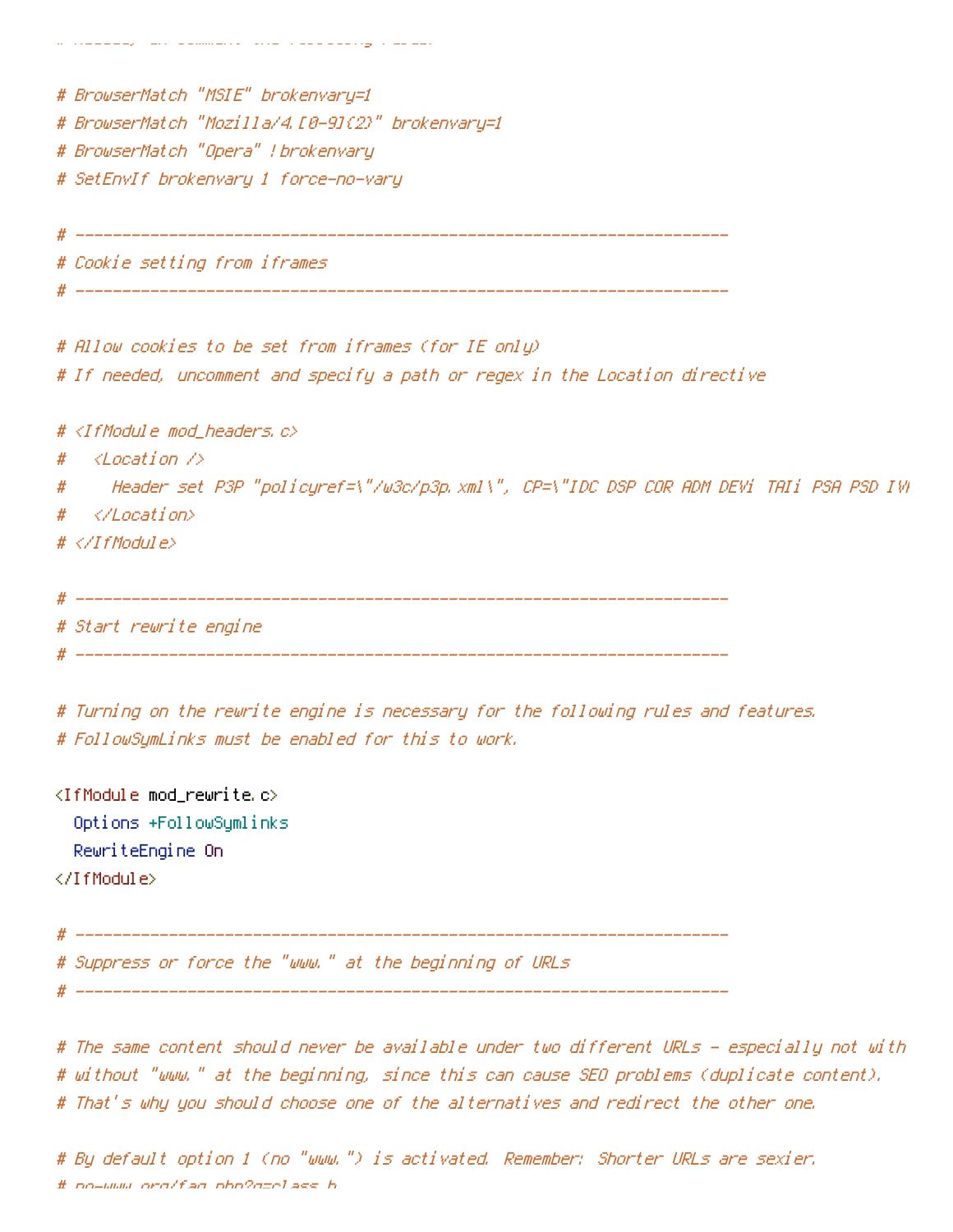```
# BrowserMatch "MSIE" brokenvary=1
# BrowserMatch "Mozilla/4.[0-9]{2}" brokenvary=1
# BrowserMatch "Opera" !brokenvary
# SetEnvIf brokenvary 1 force-no-vary

# ----------------------------------------------------------------------
# Cookie setting from iframes
# ----------------------------------------------------------------------

# Allow cookies to be set from iframes (for IE only)
# If needed, uncomment and specify a path or regex in the Location directive

# <IfModule mod_headers.c>
#   <Location />
#     Header set P3P "policyref=\"/w3c/p3p.xml\", CP=\"IDC DSP COR ADM DEVi TAIi PSA PSD IVA
#   </Location>
# </IfModule>

# ----------------------------------------------------------------------
# Start rewrite engine
# ----------------------------------------------------------------------

# Turning on the rewrite engine is necessary for the following rules and features.
# FollowSymLinks must be enabled for this to work.

<IfModule mod_rewrite.c>
  Options +FollowSymlinks
  RewriteEngine On
</IfModule>

# ----------------------------------------------------------------------
# Suppress or force the "www." at the beginning of URLs
# ----------------------------------------------------------------------

# The same content should never be available under two different URLs - especially not with
# without "www." at the beginning, since this can cause SEO problems (duplicate content).
# That's why you should choose one of the alternatives and redirect the other one.

# By default option 1 (no "www.") is activated. Remember: Shorter URLs are sexier.
# no-www.org/faq.php?q=class_b
```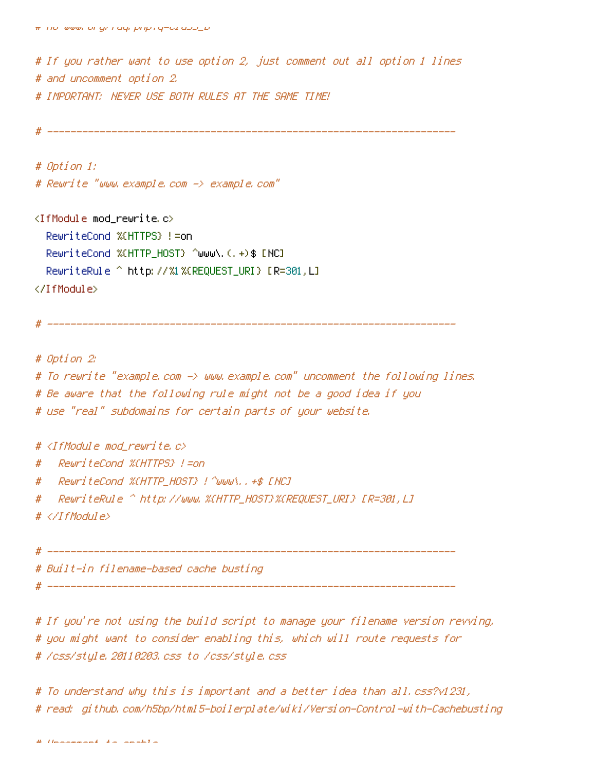```
# no-www.org/faq.php?q=class_b

# If you rather want to use option 2, just comment out all option 1 lines
# and uncomment option 2.
# IMPORTANT: NEVER USE BOTH RULES AT THE SAME TIME!

# ----------------------------------------------------------------------

# Option 1:
# Rewrite "www.example.com -> example.com"

<IfModule mod_rewrite.c>
  RewriteCond %{HTTPS} !=on
  RewriteCond %{HTTP_HOST} ^www\.(.+)$ [NC]
  RewriteRule ^ http://%1%{REQUEST_URI} [R=301,L]
</IfModule>

# ----------------------------------------------------------------------

# Option 2:
# To rewrite "example.com -> www.example.com" uncomment the following lines.
# Be aware that the following rule might not be a good idea if you
# use "real" subdomains for certain parts of your website.

# <IfModule mod_rewrite.c>
#   RewriteCond %{HTTPS} !=on
#   RewriteCond %{HTTP_HOST} !^www\..+$ [NC]
#   RewriteRule ^ http://www.%{HTTP_HOST}%{REQUEST_URI} [R=301,L]
# </IfModule>

# ----------------------------------------------------------------------
# Built-in filename-based cache busting
# ----------------------------------------------------------------------

# If you're not using the build script to manage your filename version revving,
# you might want to consider enabling this, which will route requests for
# /css/style.20110203.css to /css/style.css

# To understand why this is important and a better idea than all.css?v1231,
# read: github.com/h5bp/html5-boilerplate/wiki/Version-Control-with-Cachebusting

# Uncomment to enable.
```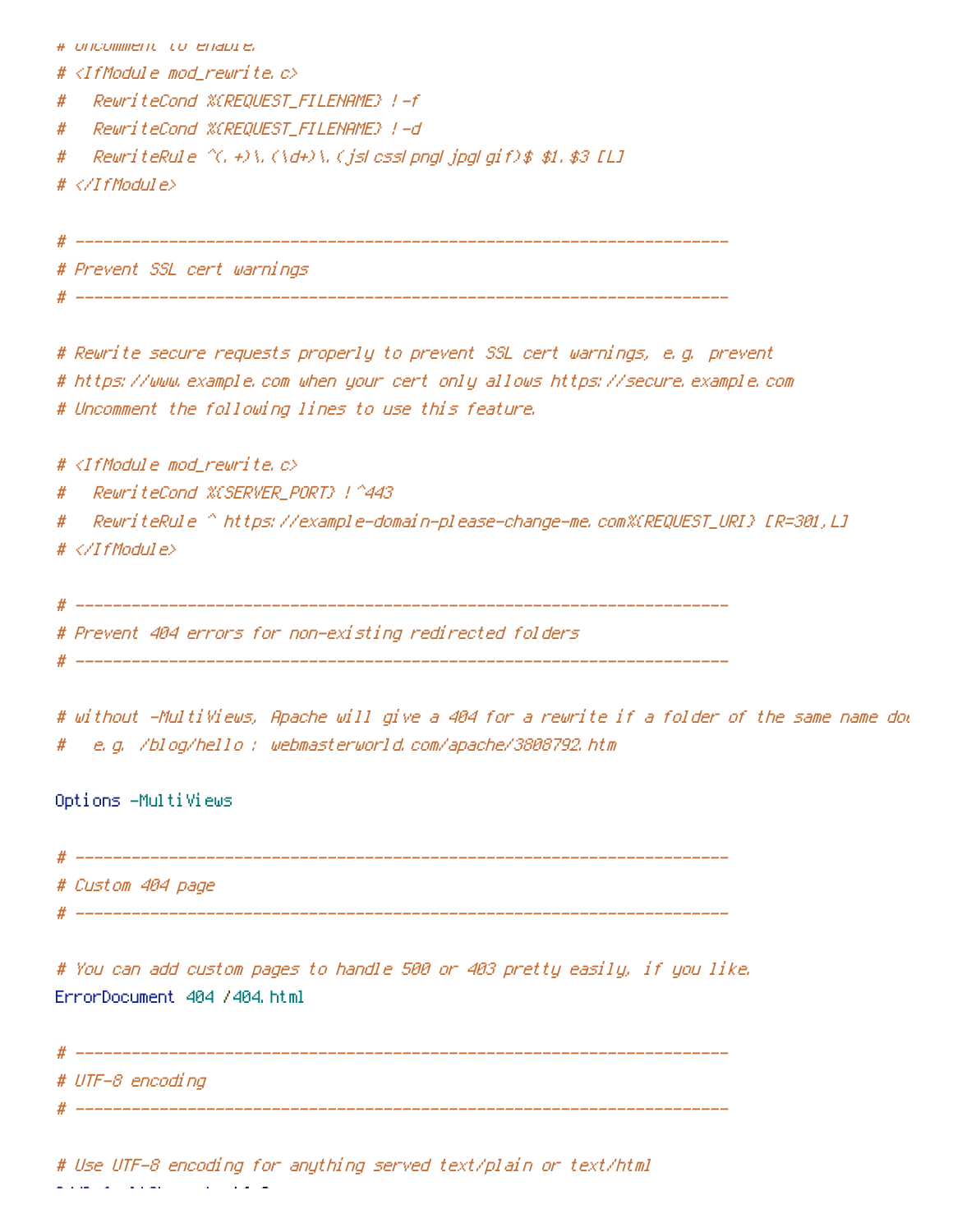```
# Uncomment to enable.
# <IfModule mod_rewrite.c>
#   RewriteCond %{REQUEST_FILENAME} !-f
#   RewriteCond %{REQUEST_FILENAME} !-d
#   RewriteRule ^(.+)\.(\d+)\.(js|css|png|jpg|gif)$ $1.$3 [L]
# </IfModule>

# ----------------------------------------------------------------------
# Prevent SSL cert warnings
# ----------------------------------------------------------------------

# Rewrite secure requests properly to prevent SSL cert warnings, e.g. prevent
# https://www.example.com when your cert only allows https://secure.example.com
# Uncomment the following lines to use this feature.

# <IfModule mod_rewrite.c>
#   RewriteCond %{SERVER_PORT} !^443
#   RewriteRule ^ https://example-domain-please-change-me.com%{REQUEST_URI} [R=301,L]
# </IfModule>

# ----------------------------------------------------------------------
# Prevent 404 errors for non-existing redirected folders
# ----------------------------------------------------------------------

# without -MultiViews, Apache will give a 404 for a rewrite if a folder of the same name do
#   e.g. /blog/hello : webmasterworld.com/apache/3808792.htm

Options -MultiViews

# ----------------------------------------------------------------------
# Custom 404 page
# ----------------------------------------------------------------------

# You can add custom pages to handle 500 or 403 pretty easily, if you like.
ErrorDocument 404 /404.html

# ----------------------------------------------------------------------
# UTF-8 encoding
# ----------------------------------------------------------------------

# Use UTF-8 encoding for anything served text/plain or text/html
```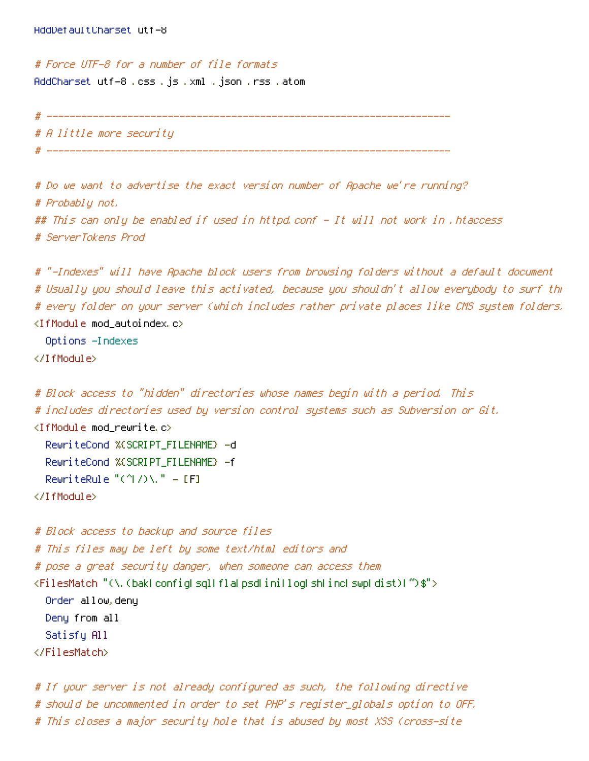```
AddDefaultCharset utf-8

# Force UTF-8 for a number of file formats
AddCharset utf-8 .css .js .xml .json .rss .atom

# ----------------------------------------------------------------------
# A little more security
# ----------------------------------------------------------------------

# Do we want to advertise the exact version number of Apache we're running?
# Probably not.
## This can only be enabled if used in httpd.conf - It will not work in .htaccess
# ServerTokens Prod

# "-Indexes" will have Apache block users from browsing folders without a default document
# Usually you should leave this activated, because you shouldn't allow everybody to surf thr
# every folder on your server (which includes rather private places like CMS system folders.
<IfModule mod_autoindex.c>
  Options -Indexes
</IfModule>

# Block access to "hidden" directories whose names begin with a period. This
# includes directories used by version control systems such as Subversion or Git.
<IfModule mod_rewrite.c>
  RewriteCond %{SCRIPT_FILENAME} -d
  RewriteCond %{SCRIPT_FILENAME} -f
  RewriteRule "(^|/)\." - [F]
</IfModule>

# Block access to backup and source files
# This files may be left by some text/html editors and
# pose a great security danger, when someone can access them
<FilesMatch "(\.(bak|config|sql|fla|psd|ini|log|sh|inc|swp|dist)|~)$">
  Order allow,deny
  Deny from all
  Satisfy All
</FilesMatch>

# If your server is not already configured as such, the following directive
# should be uncommented in order to set PHP's register_globals option to OFF.
# This closes a major security hole that is abused by most XSS (cross-site
```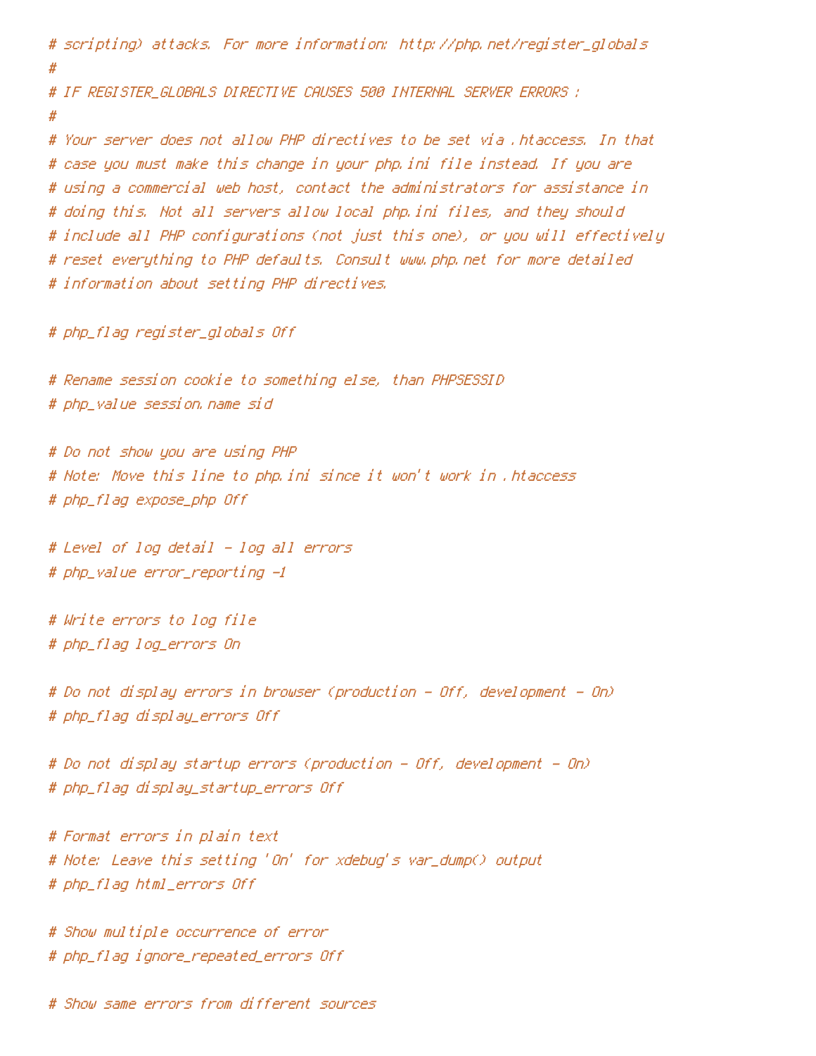```
# scripting) attacks. For more information: http://php.net/register_globals
#
# IF REGISTER_GLOBALS DIRECTIVE CAUSES 500 INTERNAL SERVER ERRORS :
#
# Your server does not allow PHP directives to be set via .htaccess. In that
# case you must make this change in your php.ini file instead. If you are
# using a commercial web host, contact the administrators for assistance in
# doing this. Not all servers allow local php.ini files, and they should
# include all PHP configurations (not just this one), or you will effectively
# reset everything to PHP defaults. Consult www.php.net for more detailed
# information about setting PHP directives.

# php_flag register_globals Off

# Rename session cookie to something else, than PHPSESSID
# php_value session.name sid

# Do not show you are using PHP
# Note: Move this line to php.ini since it won't work in .htaccess
# php_flag expose_php Off

# Level of log detail - log all errors
# php_value error_reporting -1

# Write errors to log file
# php_flag log_errors On

# Do not display errors in browser (production - Off, development - On)
# php_flag display_errors Off

# Do not display startup errors (production - Off, development - On)
# php_flag display_startup_errors Off

# Format errors in plain text
# Note: Leave this setting 'On' for xdebug's var_dump() output
# php_flag html_errors Off

# Show multiple occurrence of error
# php_flag ignore_repeated_errors Off

# Show same errors from different sources
```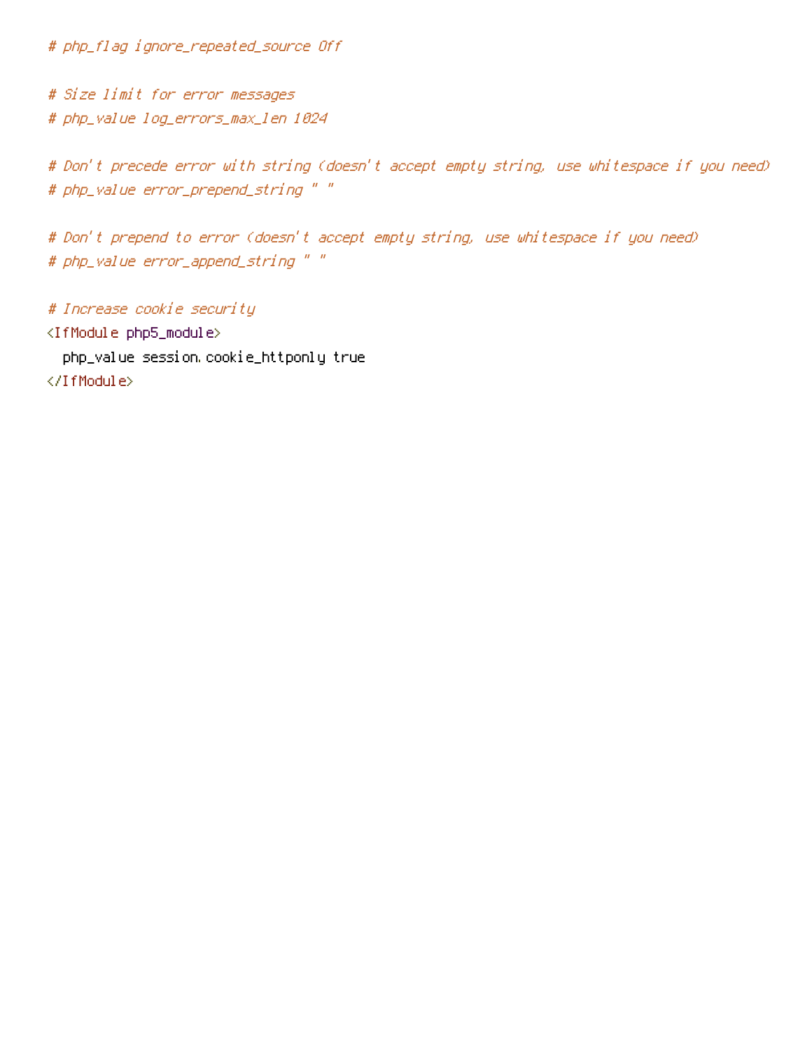```
# php_flag ignore_repeated_source Off

# Size limit for error messages
# php_value log_errors_max_len 1024

# Don't precede error with string (doesn't accept empty string, use whitespace if you need)
# php_value error_prepend_string " "

# Don't prepend to error (doesn't accept empty string, use whitespace if you need)
# php_value error_append_string " "

# Increase cookie security
<IfModule php5_module>
  php_value session.cookie_httponly true
</IfModule>
```